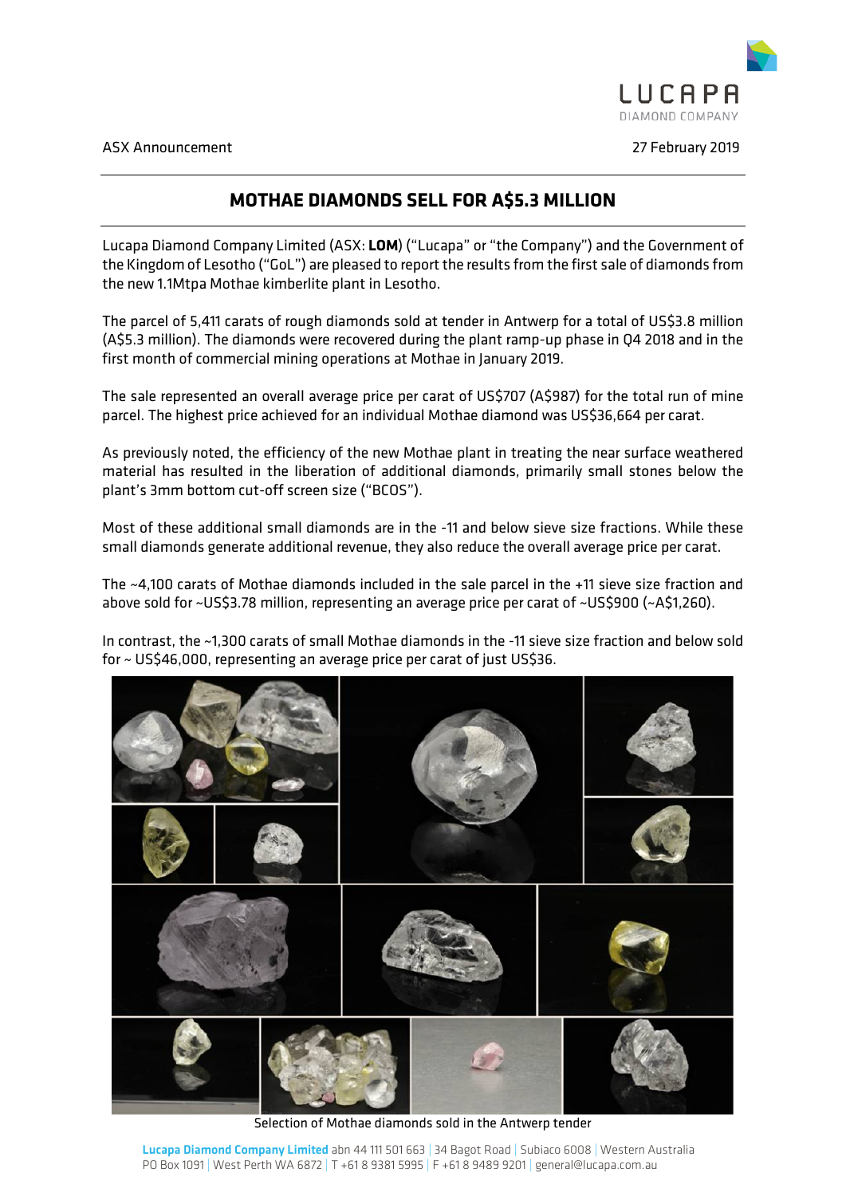ASX Announcement

27 February 2019

# MOTHAE DIAMONDS SELL FOR A$5.3 MILLION

Lucapa Diamond Company Limited (ASX: **LOM**) ("Lucapa" or "the Company") and the Government of the Kingdom of Lesotho ("GoL") are pleased to report the results from the first sale of diamonds from the new 1.1Mtpa Mothae kimberlite plant in Lesotho.

The parcel of 5,411 carats of rough diamonds sold at tender in Antwerp for a total of US$3.8 million (A$5.3 million). The diamonds were recovered during the plant ramp-up phase in Q4 2018 and in the first month of commercial mining operations at Mothae in January 2019.

The sale represented an overall average price per carat of US$707 (A$987) for the total run of mine parcel. The highest price achieved for an individual Mothae diamond was US$36,664 per carat.

As previously noted, the efficiency of the new Mothae plant in treating the near surface weathered material has resulted in the liberation of additional diamonds, primarily small stones below the plant's 3mm bottom cut-off screen size ("BCOS").

Most of these additional small diamonds are in the -11 and below sieve size fractions. While these small diamonds generate additional revenue, they also reduce the overall average price per carat.

The ~4,100 carats of Mothae diamonds included in the sale parcel in the +11 sieve size fraction and above sold for ~US$3.78 million, representing an average price per carat of ~US$900 (~A$1,260).

In contrast, the ~1,300 carats of small Mothae diamonds in the -11 sieve size fraction and below sold for ~ US$46,000, representing an average price per carat of just US$36.

Selection of Mothae diamonds sold in the Antwerp tender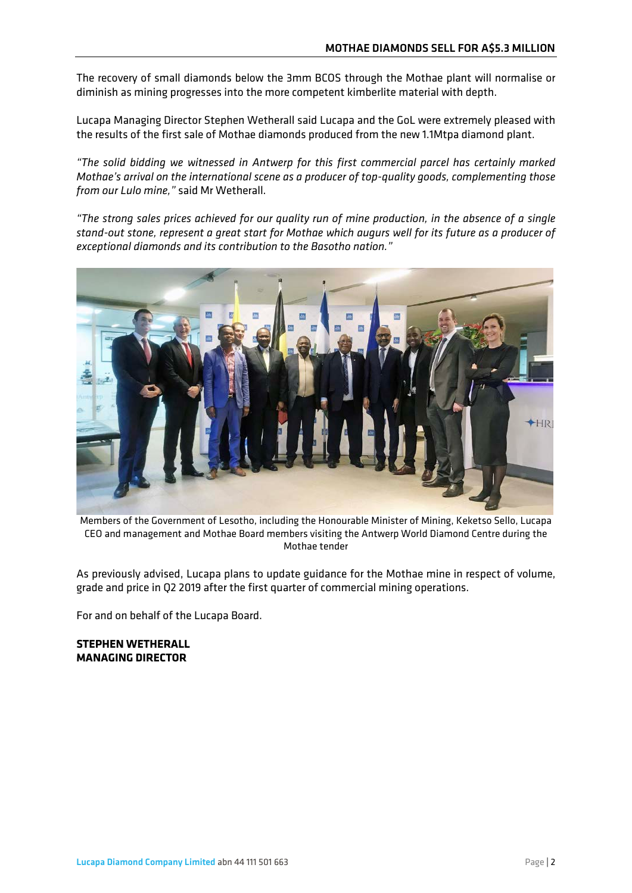The recovery of small diamonds below the 3mm BCOS through the Mothae plant will normalise or diminish as mining progresses into the more competent kimberlite material with depth.

Lucapa Managing Director Stephen Wetherall said Lucapa and the GoL were extremely pleased with the results of the first sale of Mothae diamonds produced from the new 1.1Mtpa diamond plant.

*"The solid bidding we witnessed in Antwerp for this first commercial parcel has certainly marked Mothae's arrival on the international scene as a producer of top-quality goods, complementing those from our Lulo mine,"* said Mr Wetherall.

*"The strong sales prices achieved for our quality run of mine production, in the absence of a single stand-out stone, represent a great start for Mothae which augurs well for its future as a producer of exceptional diamonds and its contribution to the Basotho nation."*

Members of the Government of Lesotho, including the Honourable Minister of Mining, Keketso Sello, Lucapa CEO and management and Mothae Board members visiting the Antwerp World Diamond Centre during the Mothae tender

As previously advised, Lucapa plans to update guidance for the Mothae mine in respect of volume, grade and price in Q2 2019 after the first quarter of commercial mining operations.

For and on behalf of the Lucapa Board.

**STEPHEN WETHERALL**
**MANAGING DIRECTOR**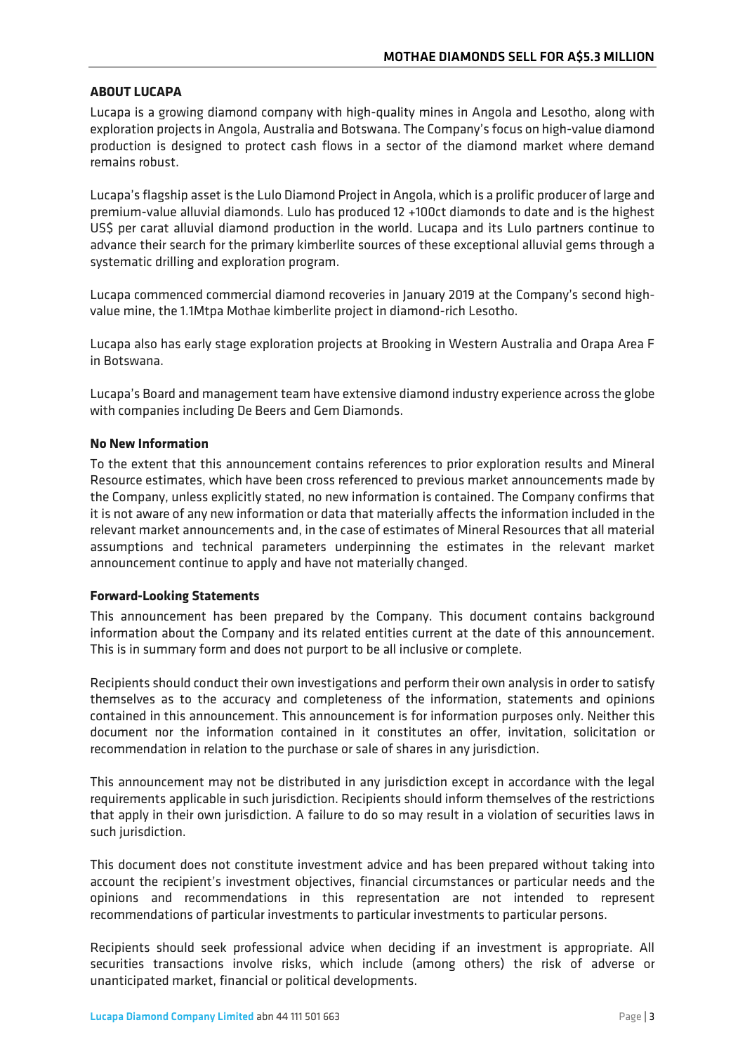## ABOUT LUCAPA

Lucapa is a growing diamond company with high-quality mines in Angola and Lesotho, along with exploration projects in Angola, Australia and Botswana. The Company's focus on high-value diamond production is designed to protect cash flows in a sector of the diamond market where demand remains robust.

Lucapa's flagship asset is the Lulo Diamond Project in Angola, which is a prolific producer of large and premium-value alluvial diamonds. Lulo has produced 12 +100ct diamonds to date and is the highest US$ per carat alluvial diamond production in the world. Lucapa and its Lulo partners continue to advance their search for the primary kimberlite sources of these exceptional alluvial gems through a systematic drilling and exploration program.

Lucapa commenced commercial diamond recoveries in January 2019 at the Company's second high-value mine, the 1.1Mtpa Mothae kimberlite project in diamond-rich Lesotho.

Lucapa also has early stage exploration projects at Brooking in Western Australia and Orapa Area F in Botswana.

Lucapa's Board and management team have extensive diamond industry experience across the globe with companies including De Beers and Gem Diamonds.

### No New Information

To the extent that this announcement contains references to prior exploration results and Mineral Resource estimates, which have been cross referenced to previous market announcements made by the Company, unless explicitly stated, no new information is contained. The Company confirms that it is not aware of any new information or data that materially affects the information included in the relevant market announcements and, in the case of estimates of Mineral Resources that all material assumptions and technical parameters underpinning the estimates in the relevant market announcement continue to apply and have not materially changed.

### Forward-Looking Statements

This announcement has been prepared by the Company. This document contains background information about the Company and its related entities current at the date of this announcement. This is in summary form and does not purport to be all inclusive or complete.

Recipients should conduct their own investigations and perform their own analysis in order to satisfy themselves as to the accuracy and completeness of the information, statements and opinions contained in this announcement. This announcement is for information purposes only. Neither this document nor the information contained in it constitutes an offer, invitation, solicitation or recommendation in relation to the purchase or sale of shares in any jurisdiction.

This announcement may not be distributed in any jurisdiction except in accordance with the legal requirements applicable in such jurisdiction. Recipients should inform themselves of the restrictions that apply in their own jurisdiction. A failure to do so may result in a violation of securities laws in such jurisdiction.

This document does not constitute investment advice and has been prepared without taking into account the recipient's investment objectives, financial circumstances or particular needs and the opinions and recommendations in this representation are not intended to represent recommendations of particular investments to particular investments to particular persons.

Recipients should seek professional advice when deciding if an investment is appropriate. All securities transactions involve risks, which include (among others) the risk of adverse or unanticipated market, financial or political developments.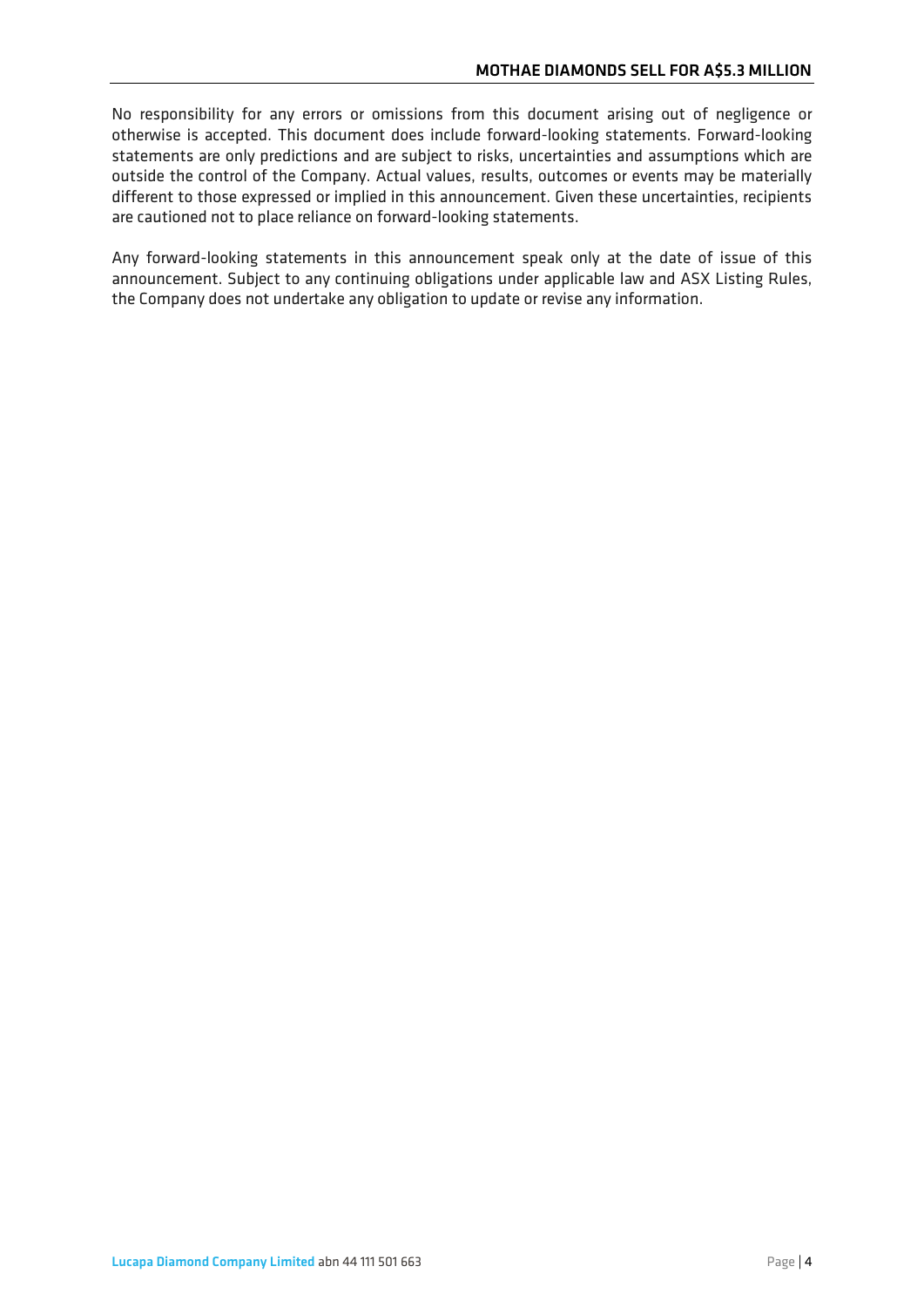No responsibility for any errors or omissions from this document arising out of negligence or otherwise is accepted. This document does include forward-looking statements. Forward-looking statements are only predictions and are subject to risks, uncertainties and assumptions which are outside the control of the Company. Actual values, results, outcomes or events may be materially different to those expressed or implied in this announcement. Given these uncertainties, recipients are cautioned not to place reliance on forward-looking statements.

Any forward-looking statements in this announcement speak only at the date of issue of this announcement. Subject to any continuing obligations under applicable law and ASX Listing Rules, the Company does not undertake any obligation to update or revise any information.